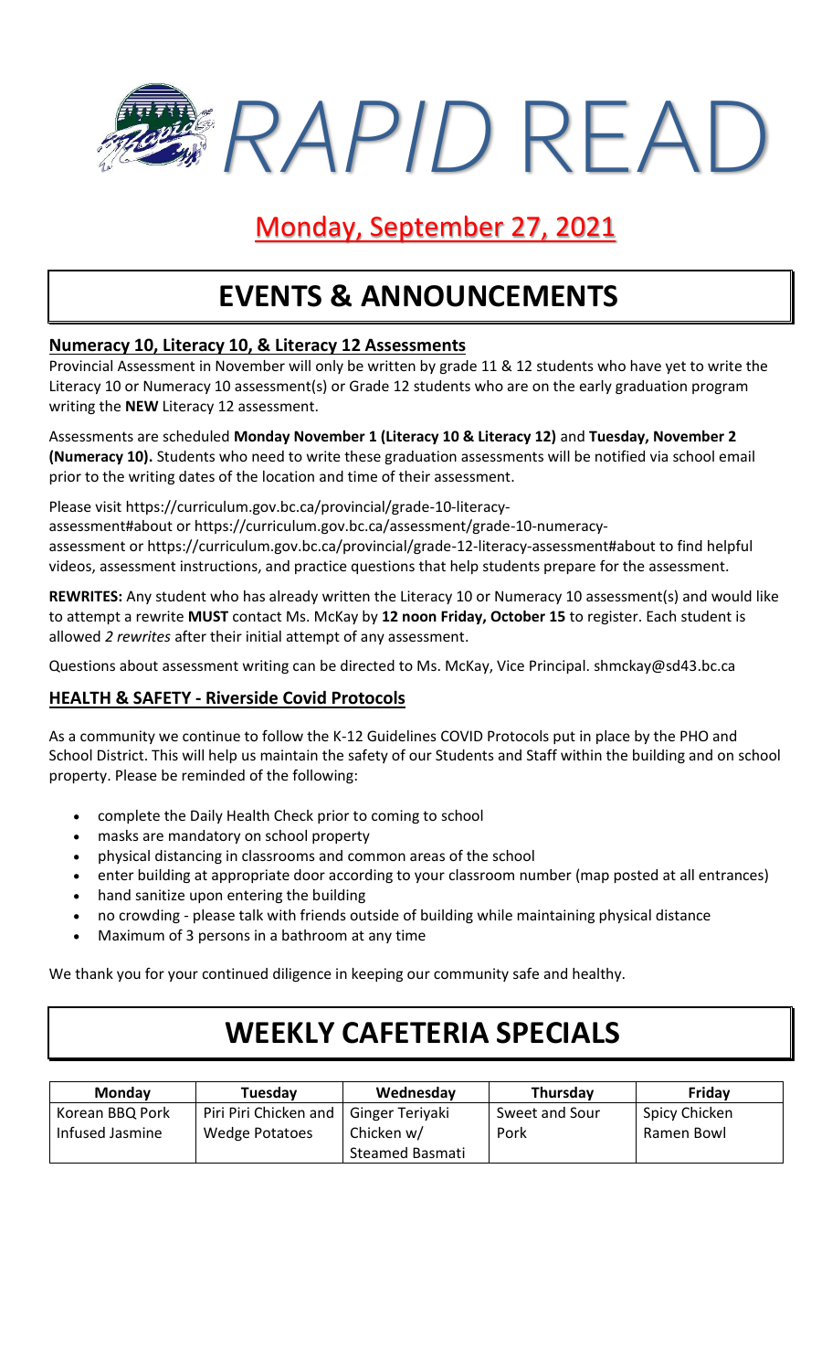# *RAPID* READ

## Monday, September 27, 2021

# EVENTS & ANNOUNCEMENTS

### Numeracy 10, Literacy 10, & Literacy 12 Assessments

Provincial Assessment in November will only be written by grade 11 & 12 students who have yet to write the Literacy 10 or Numeracy 10 assessment(s) or Grade 12 students who are on the early graduation program writing the **NEW** Literacy 12 assessment.

Assessments are scheduled **Monday November 1 (Literacy 10 & Literacy 12)** and **Tuesday, November 2 (Numeracy 10).** Students who need to write these graduation assessments will be notified via school email prior to the writing dates of the location and time of their assessment.

Please visit https://curriculum.gov.bc.ca/provincial/grade-10-literacy-assessment#about or https://curriculum.gov.bc.ca/assessment/grade-10-numeracy-assessment or https://curriculum.gov.bc.ca/provincial/grade-12-literacy-assessment#about to find helpful videos, assessment instructions, and practice questions that help students prepare for the assessment.

**REWRITES:** Any student who has already written the Literacy 10 or Numeracy 10 assessment(s) and would like to attempt a rewrite **MUST** contact Ms. McKay by **12 noon Friday, October 15** to register. Each student is allowed *2 rewrites* after their initial attempt of any assessment.

Questions about assessment writing can be directed to Ms. McKay, Vice Principal. shmckay@sd43.bc.ca

### HEALTH & SAFETY - Riverside Covid Protocols

As a community we continue to follow the K-12 Guidelines COVID Protocols put in place by the PHO and School District. This will help us maintain the safety of our Students and Staff within the building and on school property. Please be reminded of the following:

- complete the Daily Health Check prior to coming to school
- masks are mandatory on school property
- physical distancing in classrooms and common areas of the school
- enter building at appropriate door according to your classroom number (map posted at all entrances)
- hand sanitize upon entering the building
- no crowding - please talk with friends outside of building while maintaining physical distance
- Maximum of 3 persons in a bathroom at any time

We thank you for your continued diligence in keeping our community safe and healthy.

# WEEKLY CAFETERIA SPECIALS

| Monday | Tuesday | Wednesday | Thursday | Friday |
|---|---|---|---|---|
| Korean BBQ Pork Infused Jasmine | Piri Piri Chicken and Wedge Potatoes | Ginger Teriyaki Chicken w/ Steamed Basmati | Sweet and Sour Pork | Spicy Chicken Ramen Bowl |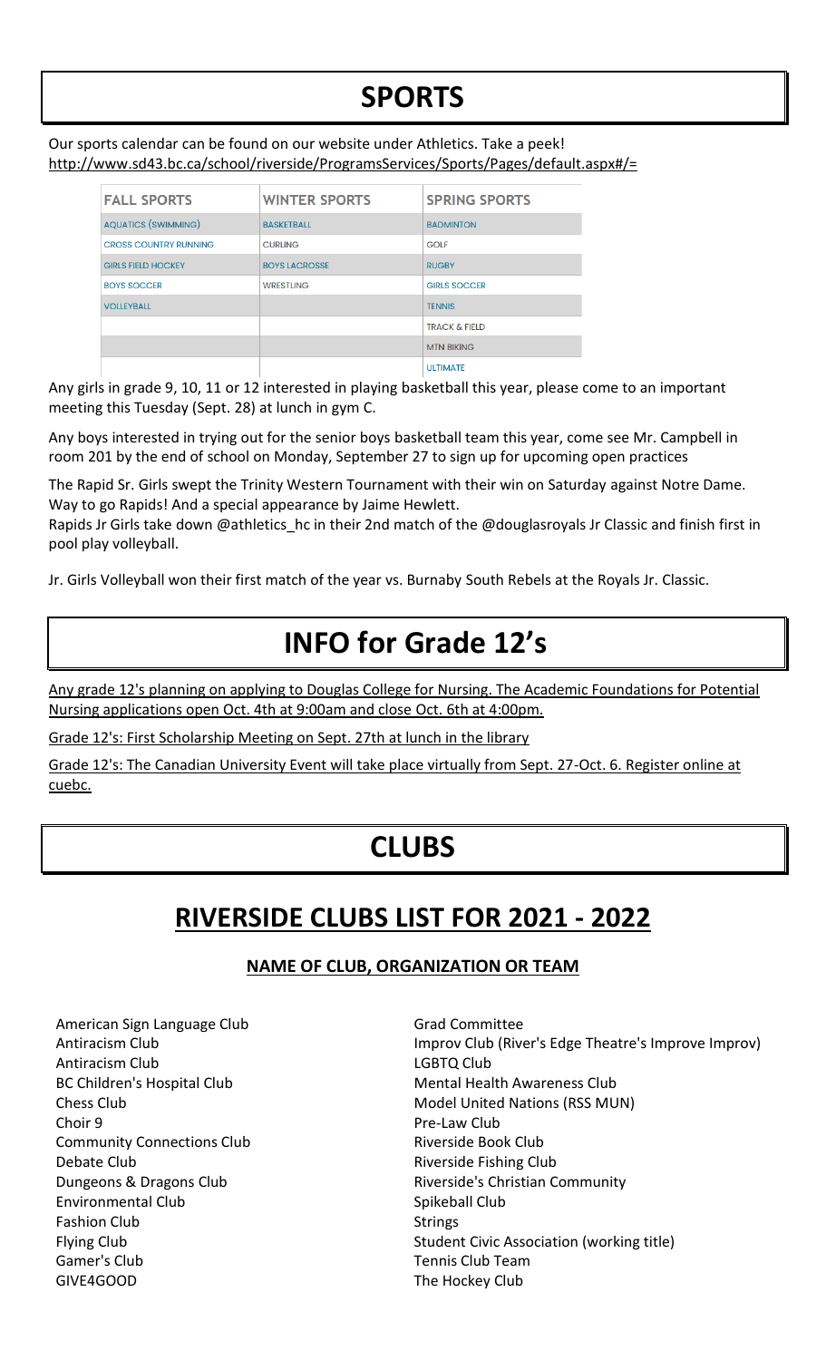# SPORTS

Our sports calendar can be found on our website under Athletics. Take a peek!
http://www.sd43.bc.ca/school/riverside/ProgramsServices/Sports/Pages/default.aspx#/=

| FALL SPORTS | WINTER SPORTS | SPRING SPORTS |
|---|---|---|
| AQUATICS (SWIMMING) | BASKETBALL | BADMINTON |
| CROSS COUNTRY RUNNING | CURLING | GOLF |
| GIRLS FIELD HOCKEY | BOYS LACROSSE | RUGBY |
| BOYS SOCCER | WRESTLING | GIRLS SOCCER |
| VOLLEYBALL | | TENNIS |
| | | TRACK & FIELD |
| | | MTN BIKING |
| | | ULTIMATE |

Any girls in grade 9, 10, 11 or 12 interested in playing basketball this year, please come to an important meeting this Tuesday (Sept. 28) at lunch in gym C.

Any boys interested in trying out for the senior boys basketball team this year, come see Mr. Campbell in room 201 by the end of school on Monday, September 27 to sign up for upcoming open practices

The Rapid Sr. Girls swept the Trinity Western Tournament with their win on Saturday against Notre Dame. Way to go Rapids! And a special appearance by Jaime Hewlett.
Rapids Jr Girls take down @athletics_hc in their 2nd match of the @douglasroyals Jr Classic and finish first in pool play volleyball.

Jr. Girls Volleyball won their first match of the year vs. Burnaby South Rebels at the Royals Jr. Classic.

# INFO for Grade 12's

Any grade 12's planning on applying to Douglas College for Nursing. The Academic Foundations for Potential Nursing applications open Oct. 4th at 9:00am and close Oct. 6th at 4:00pm.

Grade 12's: First Scholarship Meeting on Sept. 27th at lunch in the library

Grade 12's: The Canadian University Event will take place virtually from Sept. 27-Oct. 6. Register online at cuebc.

# CLUBS

## RIVERSIDE CLUBS LIST FOR 2021 - 2022

### NAME OF CLUB, ORGANIZATION OR TEAM

American Sign Language Club
Antiracism Club
Antiracism Club
BC Children's Hospital Club
Chess Club
Choir 9
Community Connections Club
Debate Club
Dungeons & Dragons Club
Environmental Club
Fashion Club
Flying Club
Gamer's Club
GIVE4GOOD
Grad Committee
Improv Club (River's Edge Theatre's Improve Improv)
LGBTQ Club
Mental Health Awareness Club
Model United Nations (RSS MUN)
Pre-Law Club
Riverside Book Club
Riverside Fishing Club
Riverside's Christian Community
Spikeball Club
Strings
Student Civic Association (working title)
Tennis Club Team
The Hockey Club